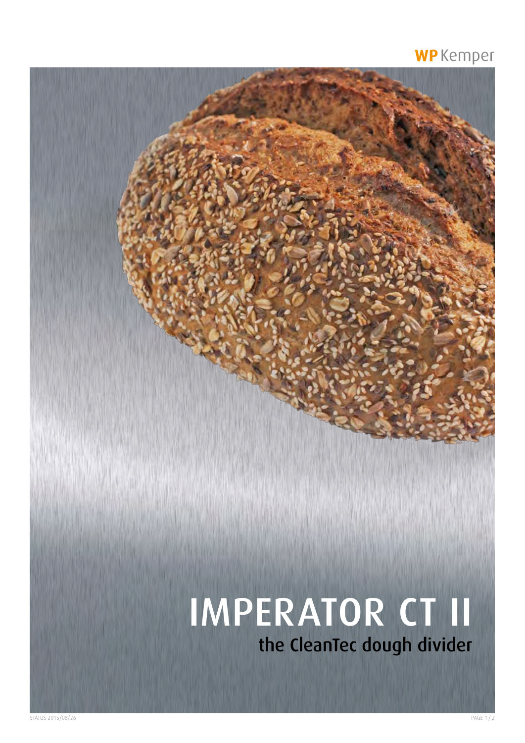WP Kemper

# IMPERATOR CT II

## the CleanTec dough divider

STATUS 2015/08/26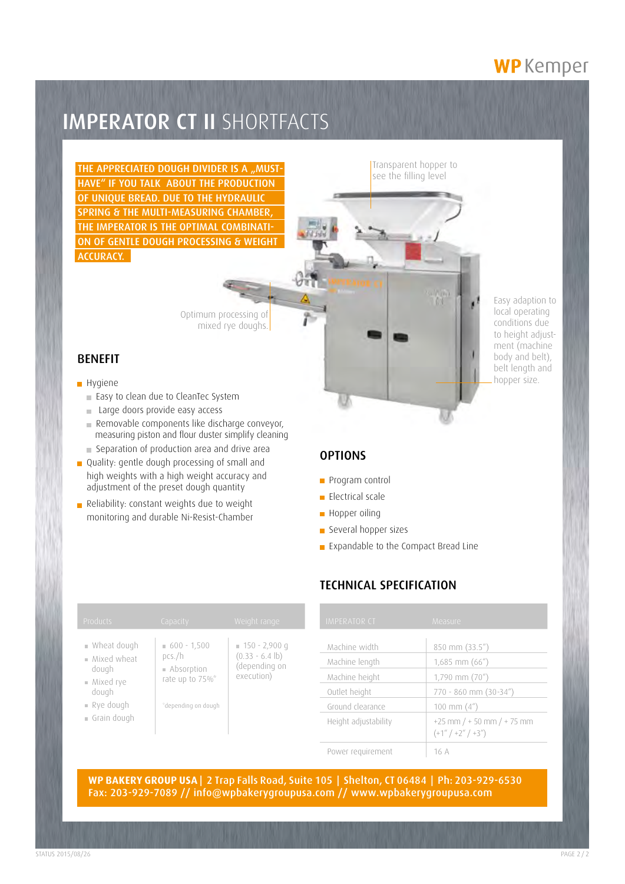# IMPERATOR CT II SHORTFACTS

**THE APPRECIATED DOUGH DIVIDER IS A „MUST-HAVE" IF YOU TALK ABOUT THE PRODUCTION OF UNIQUE BREAD. DUE TO THE HYDRAULIC SPRING & THE MULTI-MEASURING CHAMBER, THE IMPERATOR IS THE OPTIMAL COMBINATION OF GENTLE DOUGH PROCESSING & WEIGHT ACCURACY.**

Transparent hopper to see the filling level

Optimum processing of mixed rye doughs.

Easy adaption to local operating conditions due to height adjustment (machine body and belt), belt length and hopper size.

## BENEFIT

- Hygiene
  - Easy to clean due to CleanTec System
  - Large doors provide easy access
  - Removable components like discharge conveyor, measuring piston and flour duster simplify cleaning
  - Separation of production area and drive area
- Quality: gentle dough processing of small and high weights with a high weight accuracy and adjustment of the preset dough quantity
- Reliability: constant weights due to weight monitoring and durable Ni-Resist-Chamber

## OPTIONS

- Program control
- Electrical scale
- Hopper oiling
- Several hopper sizes
- Expandable to the Compact Bread Line

| Products | Capacity | Weight range |
|---|---|---|
| Wheat dough<br>Mixed wheat dough<br>Mixed rye dough<br>Rye dough<br>Grain dough | 600 - 1,500 pcs./h<br>Absorption rate up to 75%*<br><br>*depending on dough | 150 - 2,900 g (0.33 - 6.4 lb) (depending on execution) |

## TECHNICAL SPECIFICATION

| IMPERATOR CT | Measure |
|---|---|
| Machine width | 850 mm (33.5") |
| Machine length | 1,685 mm (66") |
| Machine height | 1,790 mm (70") |
| Outlet height | 770 - 860 mm (30-34") |
| Ground clearance | 100 mm (4") |
| Height adjustability | +25 mm / + 50 mm / + 75 mm (+1" / +2" / +3") |
| Power requirement | 16 A |

**WP BAKERY GROUP USA** | 2 Trap Falls Road, Suite 105 | Shelton, CT 06484 | Ph: 203-929-6530
Fax: 203-929-7089 // info@wpbakerygroupusa.com // www.wpbakerygroupusa.com

STATUS 2015/08/26